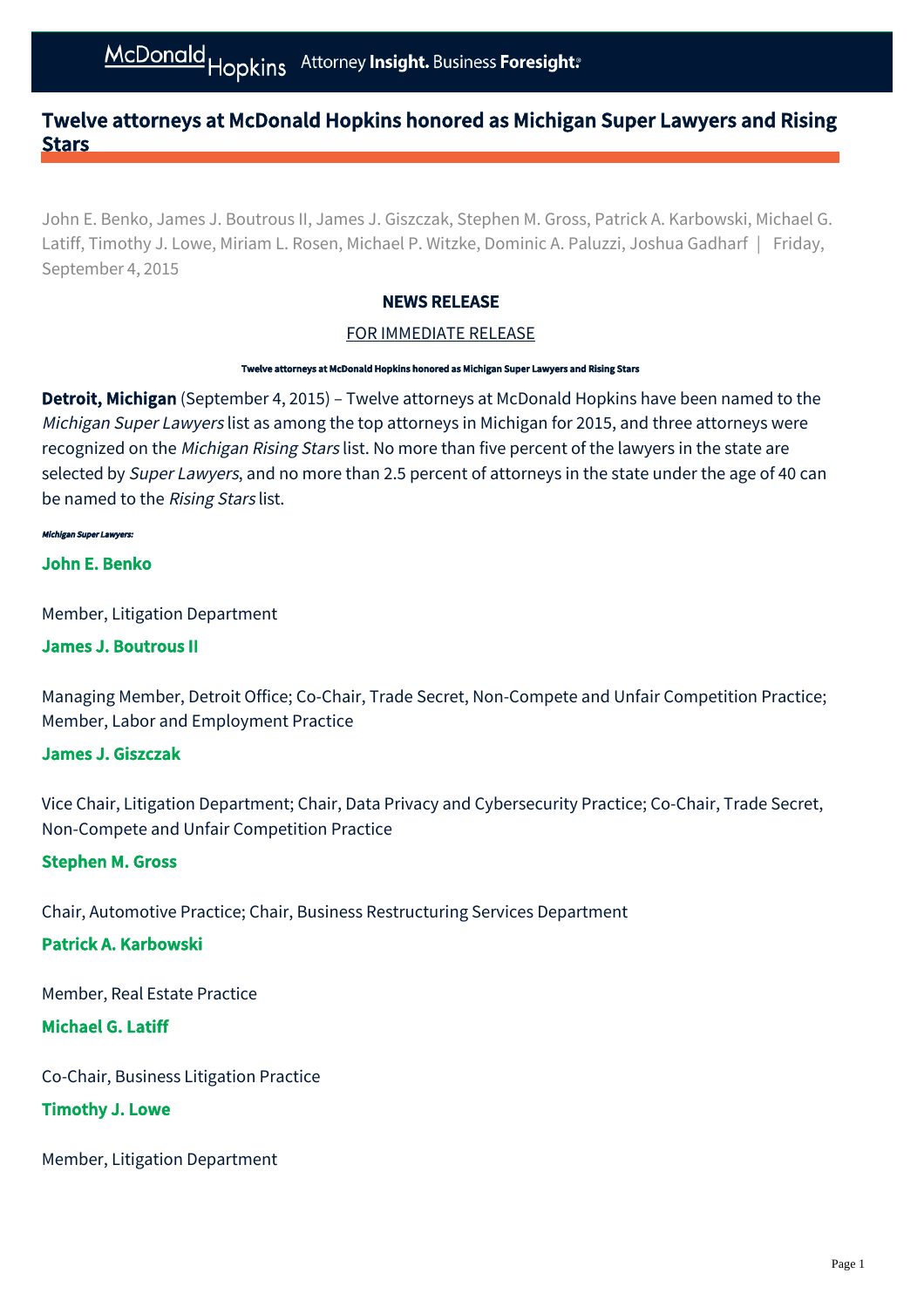# Twelve attorneys at McDonald Hopkins honored as Michigan Super Lawyers and Rising Stars

John E. Benko, James J. Boutrous II, James J. Giszczak, Stephen M. Gross, Patrick A. Karbowski, Michael G. Latiff, Timothy J. Lowe, Miriam L. Rosen, Michael P. Witzke, Dominic A. Paluzzi, Joshua Gadharf | Friday, September 4, 2015

**NEWS RELEASE**

FOR IMMEDIATE RELEASE

**Twelve attorneys at McDonald Hopkins honored as Michigan Super Lawyers and Rising Stars**

**Detroit, Michigan** (September 4, 2015) – Twelve attorneys at McDonald Hopkins have been named to the *Michigan Super Lawyers* list as among the top attorneys in Michigan for 2015, and three attorneys were recognized on the *Michigan Rising Stars* list. No more than five percent of the lawyers in the state are selected by *Super Lawyers*, and no more than 2.5 percent of attorneys in the state under the age of 40 can be named to the *Rising Stars* list.

***Michigan Super Lawyers:***

**John E. Benko**

Member, Litigation Department

**James J. Boutrous II**

Managing Member, Detroit Office; Co-Chair, Trade Secret, Non-Compete and Unfair Competition Practice; Member, Labor and Employment Practice

**James J. Giszczak**

Vice Chair, Litigation Department; Chair, Data Privacy and Cybersecurity Practice; Co-Chair, Trade Secret, Non-Compete and Unfair Competition Practice

**Stephen M. Gross**

Chair, Automotive Practice; Chair, Business Restructuring Services Department

**Patrick A. Karbowski**

Member, Real Estate Practice

**Michael G. Latiff**

Co-Chair, Business Litigation Practice

**Timothy J. Lowe**

Member, Litigation Department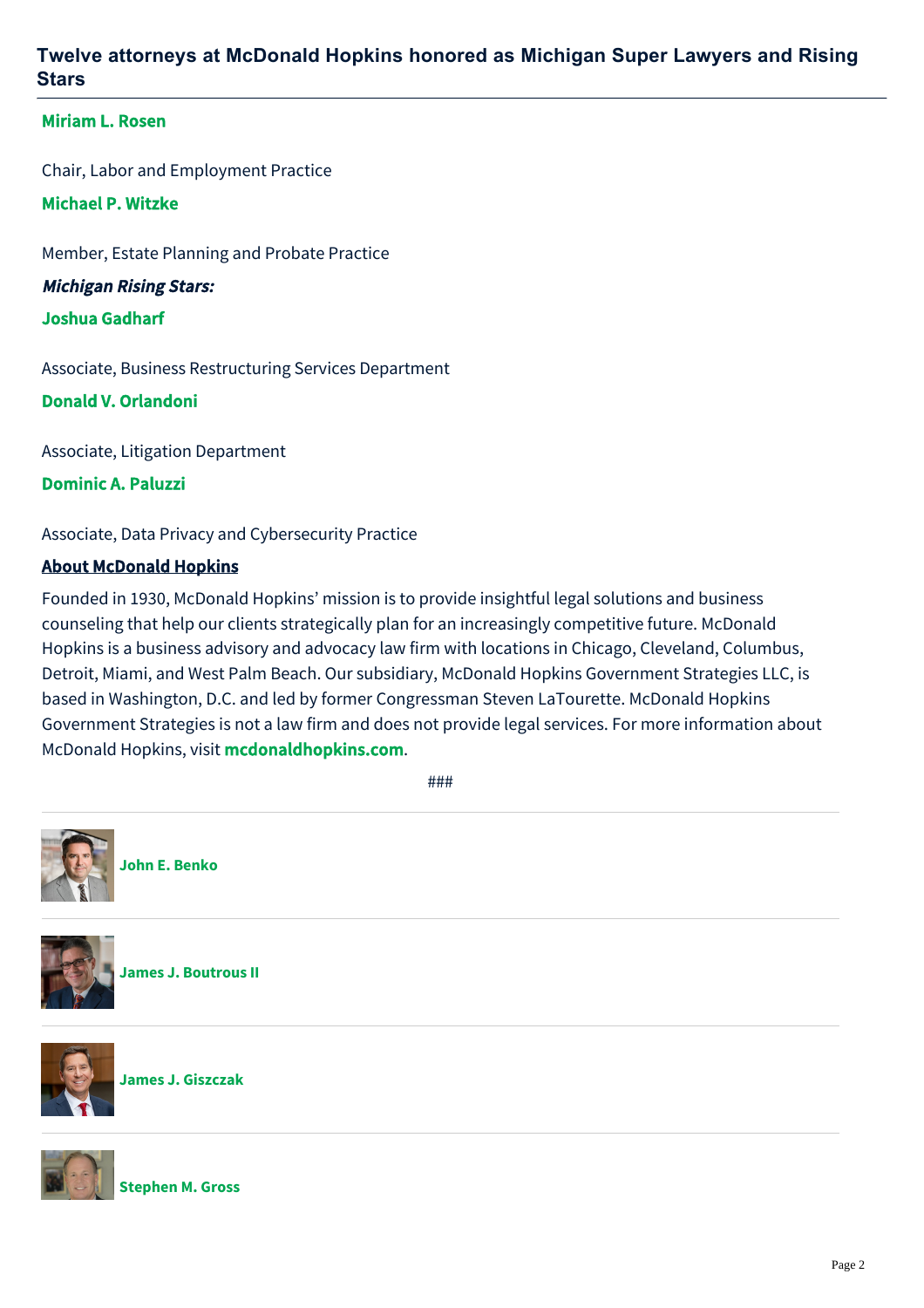**Miriam L. Rosen**

Chair, Labor and Employment Practice

**Michael P. Witzke**

Member, Estate Planning and Probate Practice

***Michigan Rising Stars:***

**Joshua Gadharf**

Associate, Business Restructuring Services Department

**Donald V. Orlandoni**

Associate, Litigation Department

**Dominic A. Paluzzi**

Associate, Data Privacy and Cybersecurity Practice

**About McDonald Hopkins**

Founded in 1930, McDonald Hopkins' mission is to provide insightful legal solutions and business counseling that help our clients strategically plan for an increasingly competitive future. McDonald Hopkins is a business advisory and advocacy law firm with locations in Chicago, Cleveland, Columbus, Detroit, Miami, and West Palm Beach. Our subsidiary, McDonald Hopkins Government Strategies LLC, is based in Washington, D.C. and led by former Congressman Steven LaTourette. McDonald Hopkins Government Strategies is not a law firm and does not provide legal services. For more information about McDonald Hopkins, visit **mcdonaldhopkins.com**.

###

---

**John E. Benko**

---

**James J. Boutrous II**

---

**James J. Giszczak**

---

**Stephen M. Gross**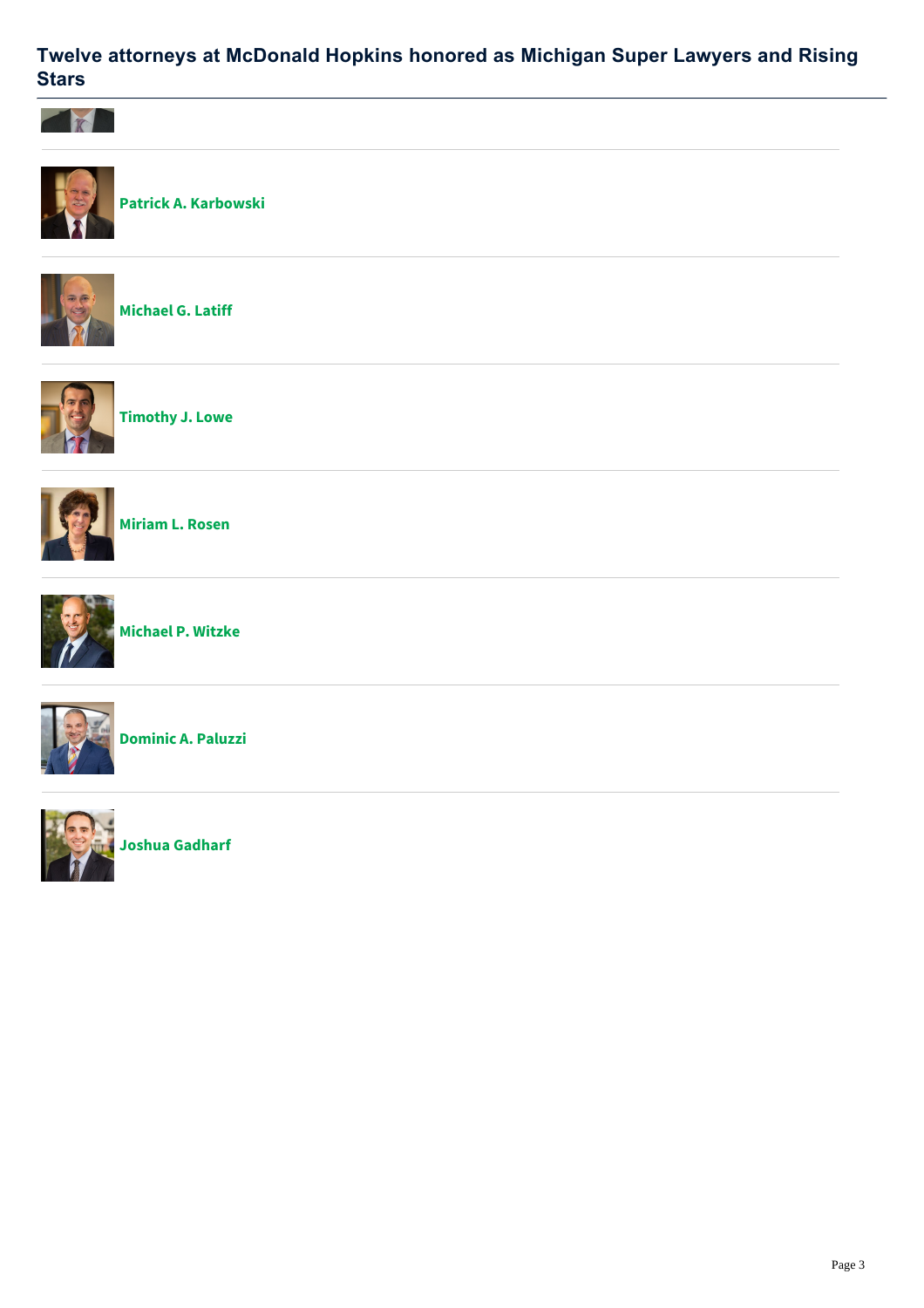**Patrick A. Karbowski**

**Michael G. Latiff**

**Timothy J. Lowe**

**Miriam L. Rosen**

**Michael P. Witzke**

**Dominic A. Paluzzi**

**Joshua Gadharf**